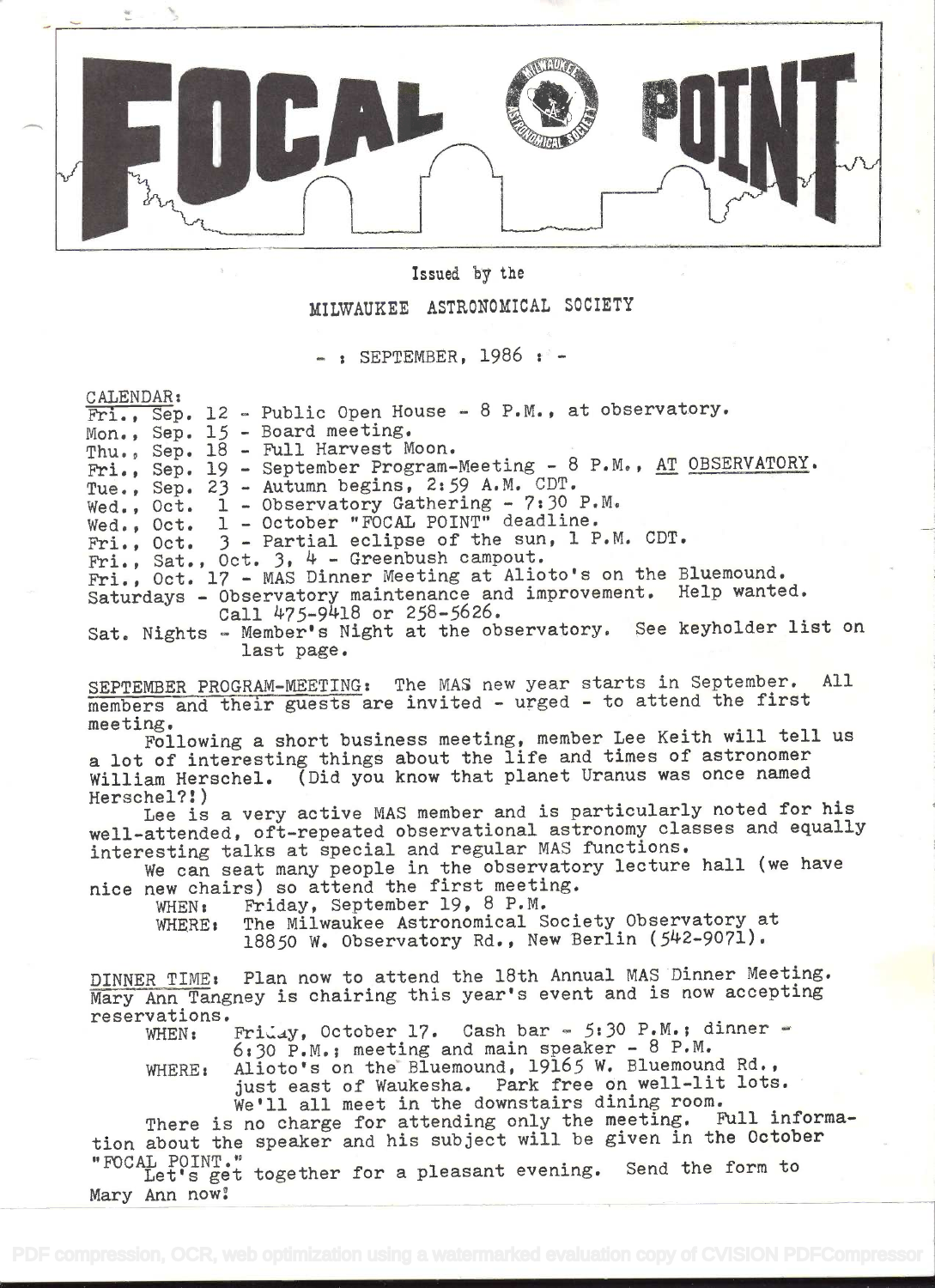# FOCAL POINT

Issued by the

MILWAUKEE ASTRONOMICAL SOCIETY

- : SEPTEMBER, 1986 : -

CALENDAR:

Fri., Sep. 12 - Public Open House - 8 P.M., at observatory.
Mon., Sep. 15 - Board meeting.
Thu., Sep. 18 - Full Harvest Moon.
Fri., Sep. 19 - September Program-Meeting - 8 P.M., AT OBSERVATORY.
Tue., Sep. 23 - Autumn begins, 2:59 A.M. CDT.
Wed., Oct. 1 - Observatory Gathering - 7:30 P.M.
Wed., Oct. 1 - October "FOCAL POINT" deadline.
Fri., Oct. 3 - Partial eclipse of the sun, 1 P.M. CDT.
Fri., Sat., Oct. 3, 4 - Greenbush campout.
Fri., Oct. 17 - MAS Dinner Meeting at Alioto's on the Bluemound.
Saturdays - Observatory maintenance and improvement. Help wanted. Call 475-9418 or 258-5626.
Sat. Nights - Member's Night at the observatory. See keyholder list on last page.

SEPTEMBER PROGRAM-MEETING: The MAS new year starts in September. All members and their guests are invited - urged - to attend the first meeting.

Following a short business meeting, member Lee Keith will tell us a lot of interesting things about the life and times of astronomer William Herschel. (Did you know that planet Uranus was once named Herschel?!)

Lee is a very active MAS member and is particularly noted for his well-attended, oft-repeated observational astronomy classes and equally interesting talks at special and regular MAS functions.

We can seat many people in the observatory lecture hall (we have nice new chairs) so attend the first meeting.

WHEN: Friday, September 19, 8 P.M.
WHERE: The Milwaukee Astronomical Society Observatory at 18850 W. Observatory Rd., New Berlin (542-9071).

DINNER TIME: Plan now to attend the 18th Annual MAS Dinner Meeting. Mary Ann Tangney is chairing this year's event and is now accepting reservations.

WHEN: Friday, October 17. Cash bar - 5:30 P.M.; dinner - 6:30 P.M.; meeting and main speaker - 8 P.M.
WHERE: Alioto's on the Bluemound, 19165 W. Bluemound Rd., just east of Waukesha. Park free on well-lit lots. We'll all meet in the downstairs dining room.

There is no charge for attending only the meeting. Full information about the speaker and his subject will be given in the October "FOCAL POINT."

Let's get together for a pleasant evening. Send the form to Mary Ann now!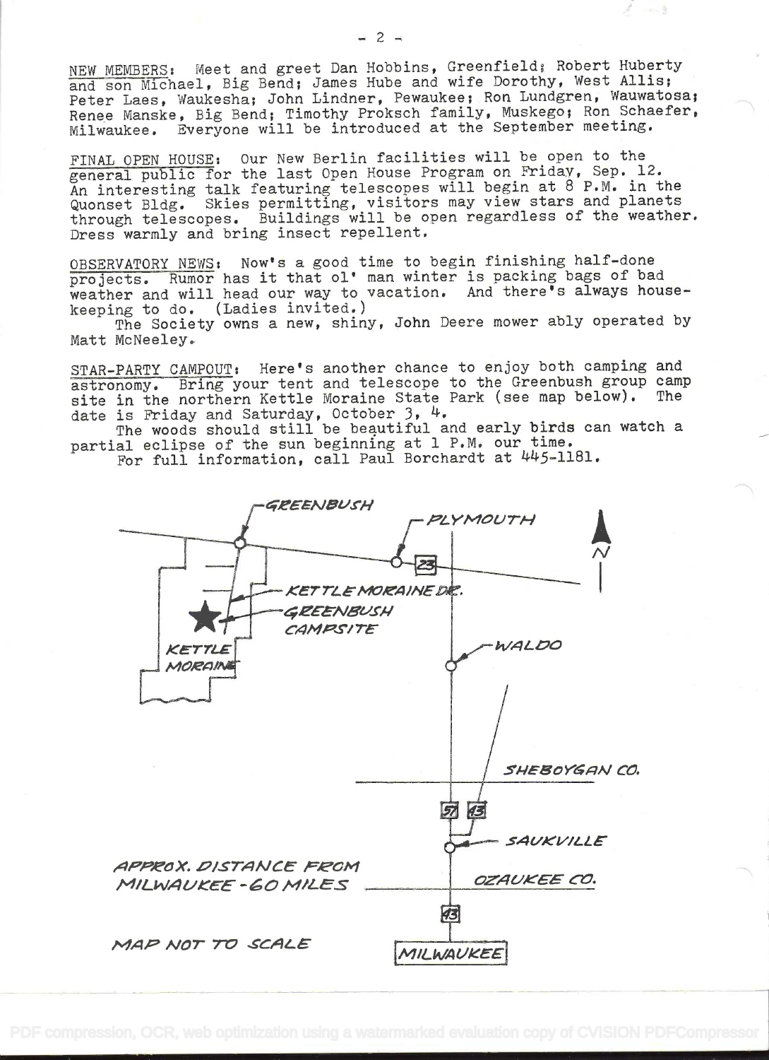NEW MEMBERS: Meet and greet Dan Hobbins, Greenfield; Robert Huberty and son Michael, Big Bend; James Hube and wife Dorothy, West Allis; Peter Laes, Waukesha; John Lindner, Pewaukee; Ron Lundgren, Wauwatosa; Renee Manske, Big Bend; Timothy Proksch family, Muskego; Ron Schaefer, Milwaukee. Everyone will be introduced at the September meeting.

FINAL OPEN HOUSE: Our New Berlin facilities will be open to the general public for the last Open House Program on Friday, Sep. 12. An interesting talk featuring telescopes will begin at 8 P.M. in the Quonset Bldg. Skies permitting, visitors may view stars and planets through telescopes. Buildings will be open regardless of the weather. Dress warmly and bring insect repellent.

OBSERVATORY NEWS: Now's a good time to begin finishing half-done projects. Rumor has it that ol' man winter is packing bags of bad weather and will head our way to vacation. And there's always housekeeping to do. (Ladies invited.)

The Society owns a new, shiny, John Deere mower ably operated by Matt McNeeley.

STAR-PARTY CAMPOUT: Here's another chance to enjoy both camping and astronomy. Bring your tent and telescope to the Greenbush group camp site in the northern Kettle Moraine State Park (see map below). The date is Friday and Saturday, October 3, 4.

The woods should still be beautiful and early birds can watch a partial eclipse of the sun beginning at 1 P.M. our time.

For full information, call Paul Borchardt at 445-1181.

GREENBUSH — PLYMOUTH — 23 — N — KETTLE MORAINE DR. — GREENBUSH CAMPSITE — KETTLE MORAINE — WALDO — SHEBOYGAN CO. — 57 — 43 — SAUKVILLE — OZAUKEE CO. — 43 — MILWAUKEE

APPROX. DISTANCE FROM MILWAUKEE - 60 MILES

MAP NOT TO SCALE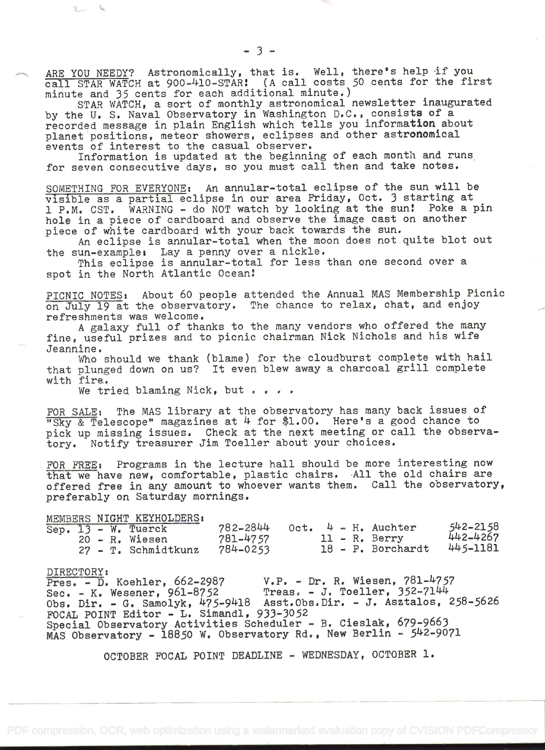ARE YOU NEEDY? Astronomically, that is. Well, there's help if you call STAR WATCH at 900-410-STAR! (A call costs 50 cents for the first minute and 35 cents for each additional minute.)

STAR WATCH, a sort of monthly astronomical newsletter inaugurated by the U. S. Naval Observatory in Washington D.C., consists of a recorded message in plain English which tells you information about planet positions, meteor showers, eclipses and other astronomical events of interest to the casual observer.

Information is updated at the beginning of each month and runs for seven consecutive days, so you must call then and take notes.

SOMETHING FOR EVERYONE: An annular-total eclipse of the sun will be visible as a partial eclipse in our area Friday, Oct. 3 starting at 1 P.M. CST. WARNING - do NOT watch by looking at the sun! Poke a pin hole in a piece of cardboard and observe the image cast on another piece of white cardboard with your back towards the sun.

An eclipse is annular-total when the moon does not quite blot out the sun-example: Lay a penny over a nickle.

This eclipse is annular-total for less than one second over a spot in the North Atlantic Ocean!

PICNIC NOTES: About 60 people attended the Annual MAS Membership Picnic on July 19 at the observatory. The chance to relax, chat, and enjoy refreshments was welcome.

A galaxy full of thanks to the many vendors who offered the many fine, useful prizes and to picnic chairman Nick Nichols and his wife Jeannine.

Who should we thank (blame) for the cloudburst complete with hail that plunged down on us? It even blew away a charcoal grill complete with fire.

We tried blaming Nick, but . . . .

FOR SALE: The MAS library at the observatory has many back issues of "Sky & Telescope" magazines at 4 for $1.00. Here's a good chance to pick up missing issues. Check at the next meeting or call the observatory. Notify treasurer Jim Toeller about your choices.

FOR FREE: Programs in the lecture hall should be more interesting now that we have new, comfortable, plastic chairs. All the old chairs are offered free in any amount to whoever wants them. Call the observatory, preferably on Saturday mornings.

MEMBERS NIGHT KEYHOLDERS:

| | | | | |
|---|---|---|---|---|
| Sep. 13 - W. Tuerck | 782-2844 | | Oct. 4 - H. Auchter | 542-2158 |
| 20 - R. Wiesen | 781-4757 | | 11 - R. Berry | 442-4267 |
| 27 - T. Schmidtkunz | 784-0253 | | 18 - P. Borchardt | 445-1181 |

DIRECTORY:

Pres. - D. Koehler, 662-2987 V.P. - Dr. R. Wiesen, 781-4757
Sec. - K. Wesener, 961-8752 Treas. - J. Toeller, 352-7144
Obs. Dir. - G. Samolyk, 475-9418 Asst.Obs.Dir. - J. Asztalos, 258-5626
FOCAL POINT Editor - L. Simandl, 933-3052
Special Observatory Activities Scheduler - B. Cieslak, 679-9663
MAS Observatory - 18850 W. Observatory Rd., New Berlin - 542-9071

OCTOBER FOCAL POINT DEADLINE - WEDNESDAY, OCTOBER 1.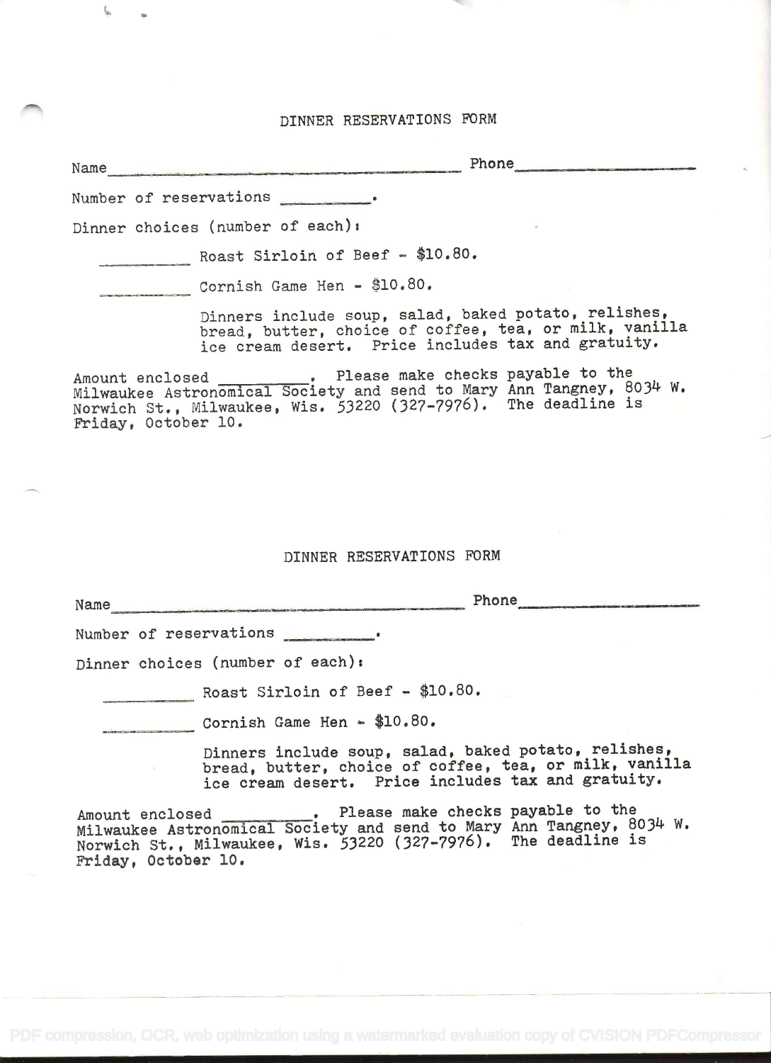## DINNER RESERVATIONS FORM

Name\_\_\_\_\_\_\_\_\_\_\_\_\_\_\_\_\_\_\_\_\_\_\_\_\_\_\_\_\_\_\_\_\_\_\_\_\_\_\_\_ Phone\_\_\_\_\_\_\_\_\_\_\_\_\_\_\_\_\_\_

Number of reservations \_\_\_\_\_\_\_\_\_.

Dinner choices (number of each):

\_\_\_\_\_\_\_\_\_ Roast Sirloin of Beef - $10.80.

\_\_\_\_\_\_\_\_\_ Cornish Game Hen - $10.80.

Dinners include soup, salad, baked potato, relishes, bread, butter, choice of coffee, tea, or milk, vanilla ice cream desert. Price includes tax and gratuity.

Amount enclosed \_\_\_\_\_\_\_\_\_. Please make checks payable to the Milwaukee Astronomical Society and send to Mary Ann Tangney, 8034 W. Norwich St., Milwaukee, Wis. 53220 (327-7976). The deadline is Friday, October 10.

## DINNER RESERVATIONS FORM

Name\_\_\_\_\_\_\_\_\_\_\_\_\_\_\_\_\_\_\_\_\_\_\_\_\_\_\_\_\_\_\_\_\_\_\_\_\_\_\_\_ Phone\_\_\_\_\_\_\_\_\_\_\_\_\_\_\_\_\_\_

Number of reservations \_\_\_\_\_\_\_\_\_.

Dinner choices (number of each):

\_\_\_\_\_\_\_\_\_ Roast Sirloin of Beef - $10.80.

\_\_\_\_\_\_\_\_\_ Cornish Game Hen - $10.80.

Dinners include soup, salad, baked potato, relishes, bread, butter, choice of coffee, tea, or milk, vanilla ice cream desert. Price includes tax and gratuity.

Amount enclosed \_\_\_\_\_\_\_\_\_. Please make checks payable to the Milwaukee Astronomical Society and send to Mary Ann Tangney, 8034 W. Norwich St., Milwaukee, Wis. 53220 (327-7976). The deadline is Friday, October 10.